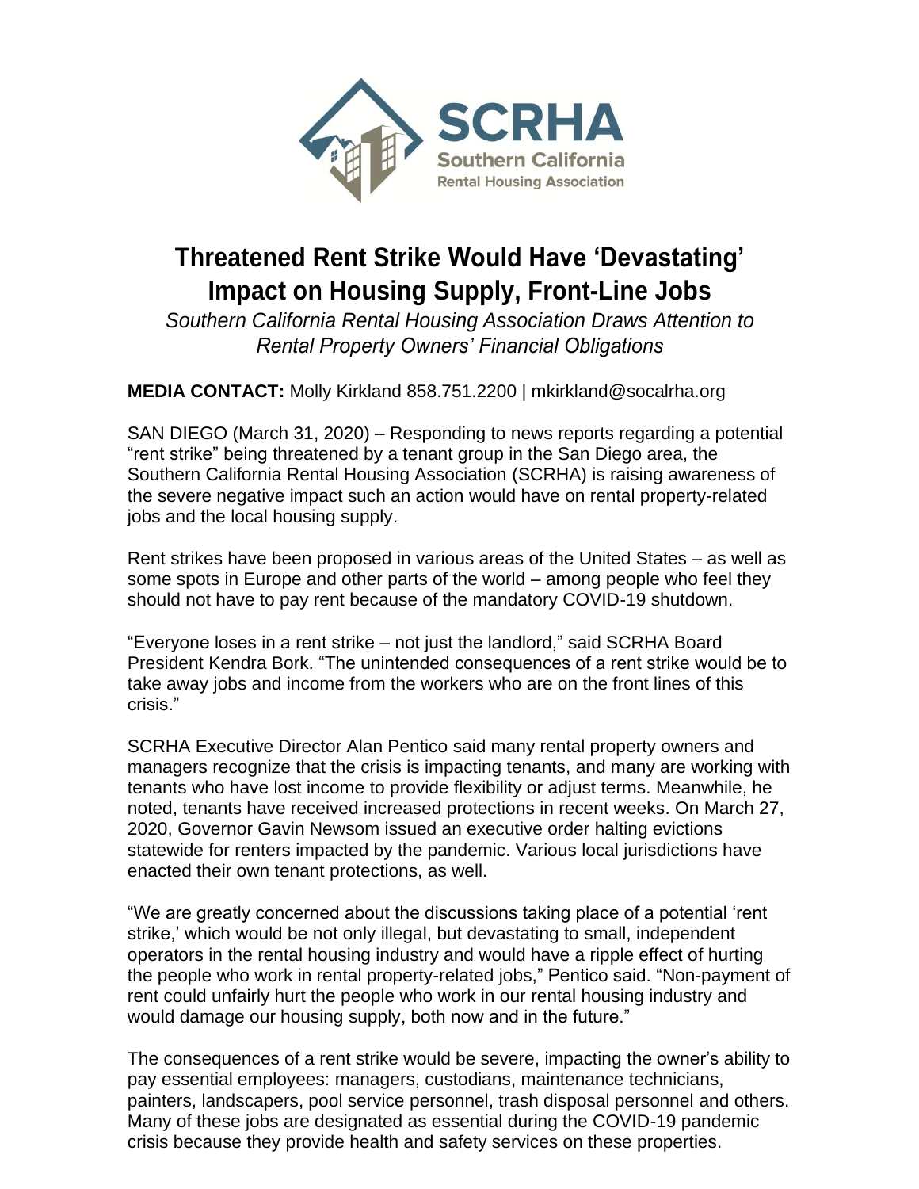SCRHA
Southern California
Rental Housing Association

# Threatened Rent Strike Would Have 'Devastating' Impact on Housing Supply, Front-Line Jobs

*Southern California Rental Housing Association Draws Attention to Rental Property Owners' Financial Obligations*

**MEDIA CONTACT:** Molly Kirkland 858.751.2200 | mkirkland@socalrha.org

SAN DIEGO (March 31, 2020) – Responding to news reports regarding a potential "rent strike" being threatened by a tenant group in the San Diego area, the Southern California Rental Housing Association (SCRHA) is raising awareness of the severe negative impact such an action would have on rental property-related jobs and the local housing supply.

Rent strikes have been proposed in various areas of the United States – as well as some spots in Europe and other parts of the world – among people who feel they should not have to pay rent because of the mandatory COVID-19 shutdown.

"Everyone loses in a rent strike – not just the landlord," said SCRHA Board President Kendra Bork. "The unintended consequences of a rent strike would be to take away jobs and income from the workers who are on the front lines of this crisis."

SCRHA Executive Director Alan Pentico said many rental property owners and managers recognize that the crisis is impacting tenants, and many are working with tenants who have lost income to provide flexibility or adjust terms. Meanwhile, he noted, tenants have received increased protections in recent weeks. On March 27, 2020, Governor Gavin Newsom issued an executive order halting evictions statewide for renters impacted by the pandemic. Various local jurisdictions have enacted their own tenant protections, as well.

"We are greatly concerned about the discussions taking place of a potential 'rent strike,' which would be not only illegal, but devastating to small, independent operators in the rental housing industry and would have a ripple effect of hurting the people who work in rental property-related jobs," Pentico said. "Non-payment of rent could unfairly hurt the people who work in our rental housing industry and would damage our housing supply, both now and in the future."

The consequences of a rent strike would be severe, impacting the owner's ability to pay essential employees: managers, custodians, maintenance technicians, painters, landscapers, pool service personnel, trash disposal personnel and others. Many of these jobs are designated as essential during the COVID-19 pandemic crisis because they provide health and safety services on these properties.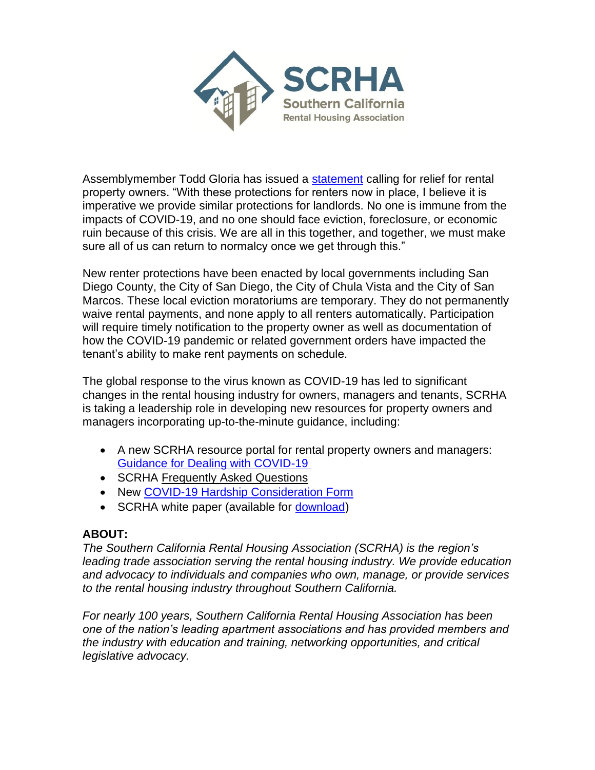SCRHA
Southern California
Rental Housing Association

Assemblymember Todd Gloria has issued a statement calling for relief for rental property owners. "With these protections for renters now in place, I believe it is imperative we provide similar protections for landlords. No one is immune from the impacts of COVID-19, and no one should face eviction, foreclosure, or economic ruin because of this crisis. We are all in this together, and together, we must make sure all of us can return to normalcy once we get through this."

New renter protections have been enacted by local governments including San Diego County, the City of San Diego, the City of Chula Vista and the City of San Marcos. These local eviction moratoriums are temporary. They do not permanently waive rental payments, and none apply to all renters automatically. Participation will require timely notification to the property owner as well as documentation of how the COVID-19 pandemic or related government orders have impacted the tenant's ability to make rent payments on schedule.

The global response to the virus known as COVID-19 has led to significant changes in the rental housing industry for owners, managers and tenants, SCRHA is taking a leadership role in developing new resources for property owners and managers incorporating up-to-the-minute guidance, including:

- A new SCRHA resource portal for rental property owners and managers: Guidance for Dealing with COVID-19
- SCRHA Frequently Asked Questions
- New COVID-19 Hardship Consideration Form
- SCRHA white paper (available for download)

**ABOUT:**

*The Southern California Rental Housing Association (SCRHA) is the region's leading trade association serving the rental housing industry. We provide education and advocacy to individuals and companies who own, manage, or provide services to the rental housing industry throughout Southern California.*

*For nearly 100 years, Southern California Rental Housing Association has been one of the nation's leading apartment associations and has provided members and the industry with education and training, networking opportunities, and critical legislative advocacy.*